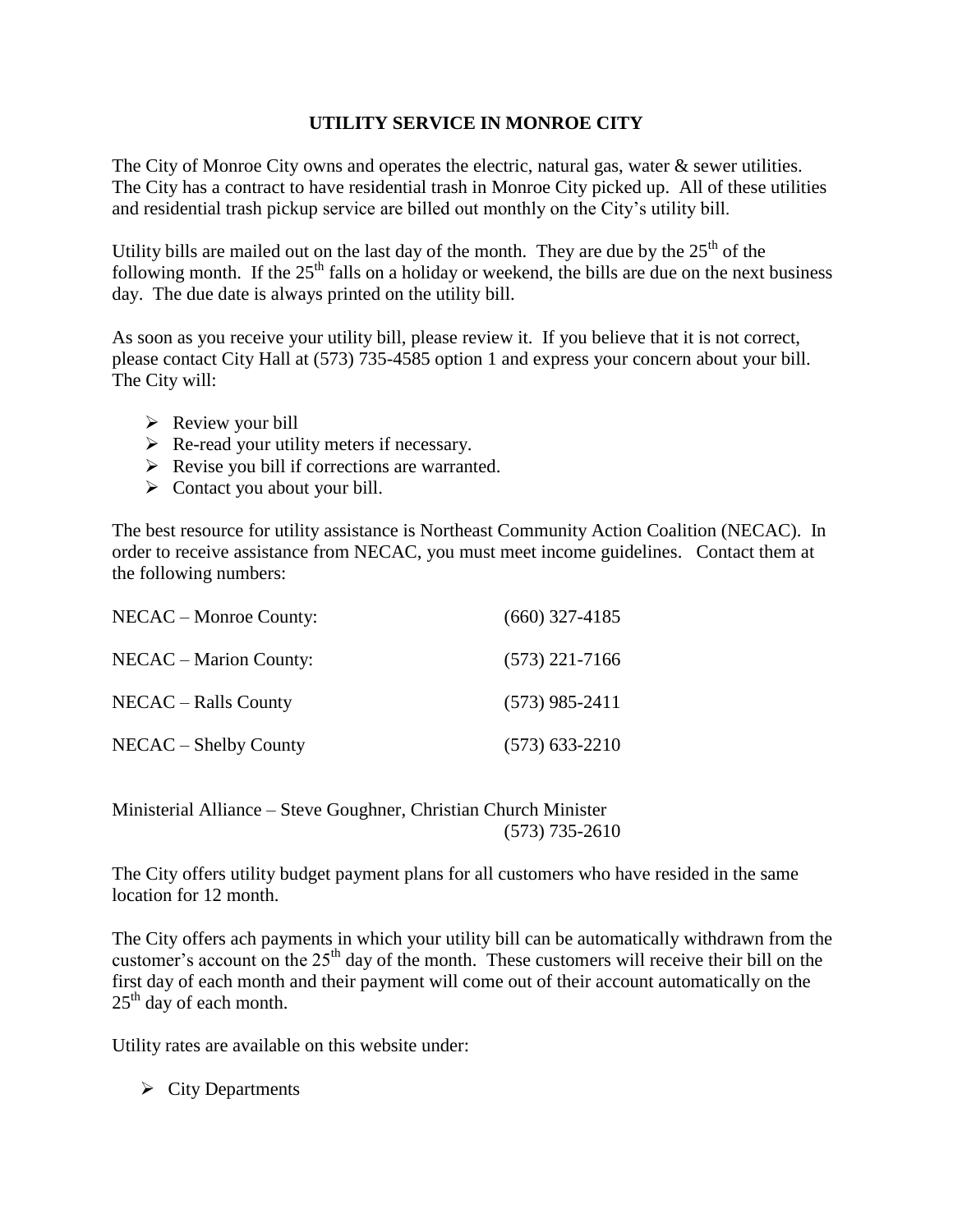# UTILITY SERVICE IN MONROE CITY

The City of Monroe City owns and operates the electric, natural gas, water & sewer utilities. The City has a contract to have residential trash in Monroe City picked up. All of these utilities and residential trash pickup service are billed out monthly on the City's utility bill.

Utility bills are mailed out on the last day of the month. They are due by the 25th of the following month. If the 25th falls on a holiday or weekend, the bills are due on the next business day. The due date is always printed on the utility bill.

As soon as you receive your utility bill, please review it. If you believe that it is not correct, please contact City Hall at (573) 735-4585 option 1 and express your concern about your bill. The City will:

- Review your bill
- Re-read your utility meters if necessary.
- Revise you bill if corrections are warranted.
- Contact you about your bill.

The best resource for utility assistance is Northeast Community Action Coalition (NECAC). In order to receive assistance from NECAC, you must meet income guidelines. Contact them at the following numbers:

| | |
|---|---|
| NECAC – Monroe County: | (660) 327-4185 |
| NECAC – Marion County: | (573) 221-7166 |
| NECAC – Ralls County | (573) 985-2411 |
| NECAC – Shelby County | (573) 633-2210 |

Ministerial Alliance – Steve Goughner, Christian Church Minister
(573) 735-2610

The City offers utility budget payment plans for all customers who have resided in the same location for 12 month.

The City offers ach payments in which your utility bill can be automatically withdrawn from the customer's account on the 25th day of the month. These customers will receive their bill on the first day of each month and their payment will come out of their account automatically on the 25th day of each month.

Utility rates are available on this website under:

- City Departments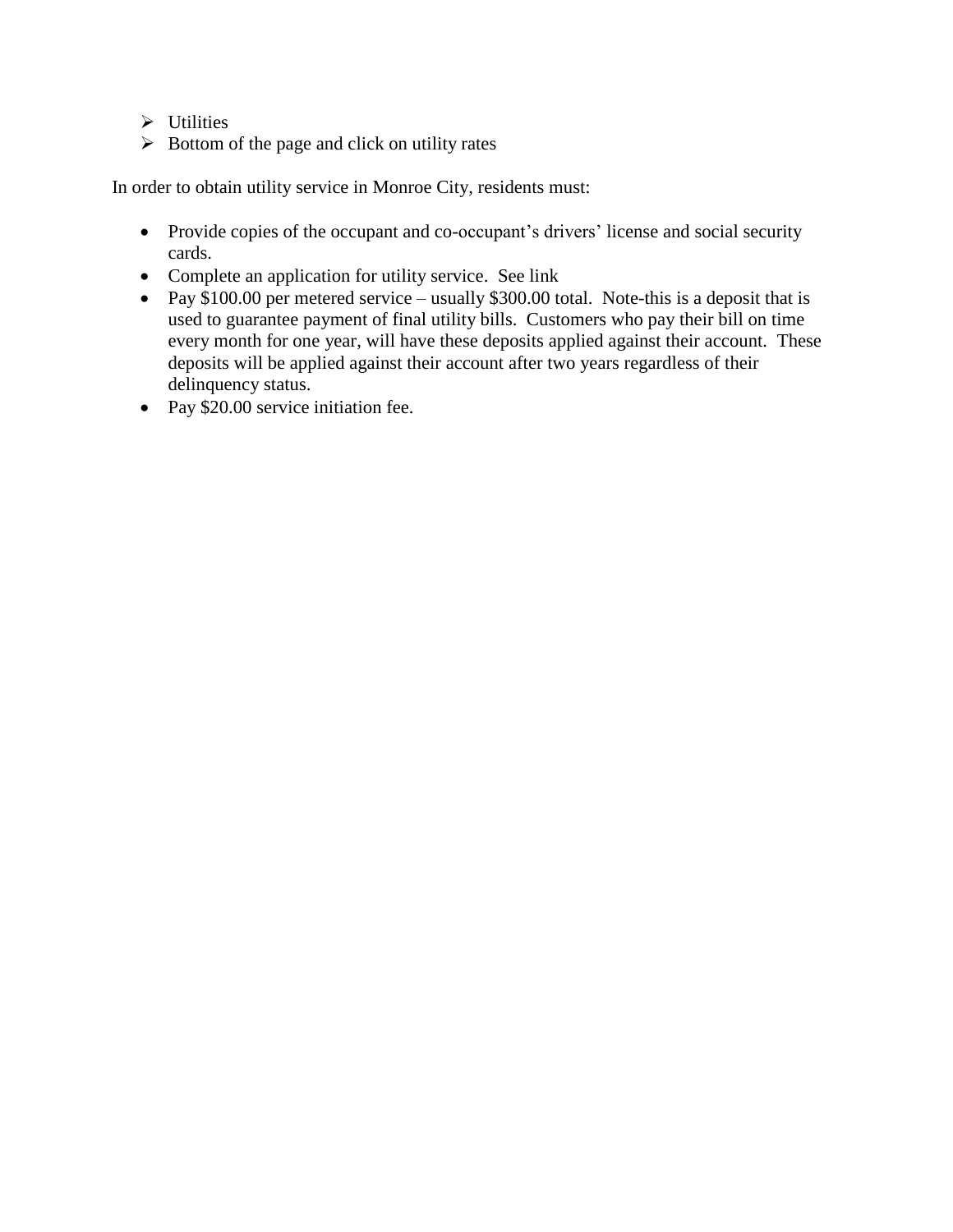- Utilities
- Bottom of the page and click on utility rates

In order to obtain utility service in Monroe City, residents must:

- Provide copies of the occupant and co-occupant's drivers' license and social security cards.
- Complete an application for utility service. See link
- Pay $100.00 per metered service – usually $300.00 total. Note-this is a deposit that is used to guarantee payment of final utility bills. Customers who pay their bill on time every month for one year, will have these deposits applied against their account. These deposits will be applied against their account after two years regardless of their delinquency status.
- Pay $20.00 service initiation fee.